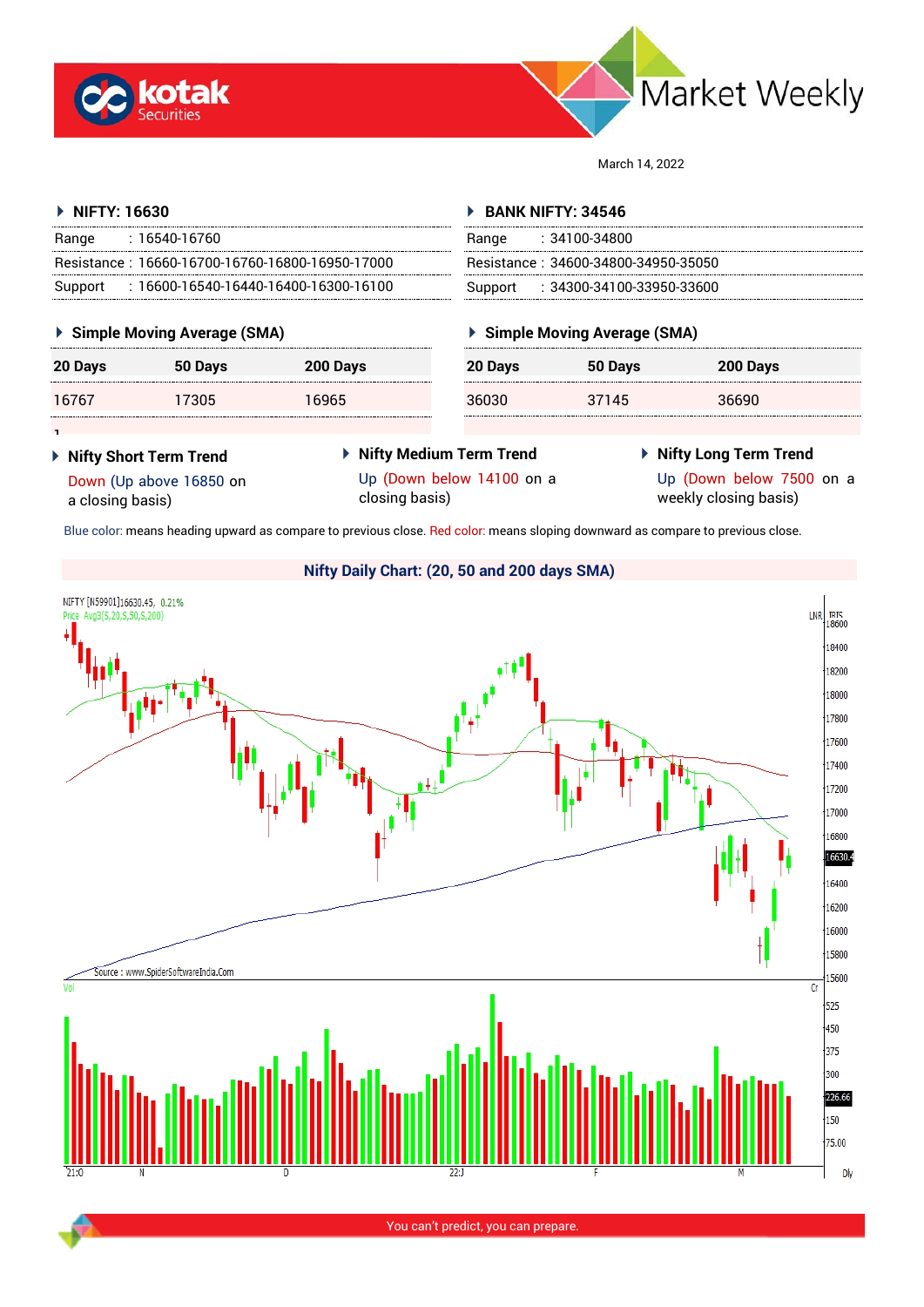# Market Weekly

March 14, 2022

## NIFTY: 16630

| Range | : 16540-16760 |
|---|---|
| Resistance | : 16660-16700-16760-16800-16950-17000 |
| Support | : 16600-16540-16440-16400-16300-16100 |

### Simple Moving Average (SMA)

| 20 Days | 50 Days | 200 Days |
|---|---|---|
| 16767 | 17305 | 16965 |

## BANK NIFTY: 34546

| Range | : 34100-34800 |
|---|---|
| Resistance | : 34600-34800-34950-35050 |
| Support | : 34300-34100-33950-33600 |

### Simple Moving Average (SMA)

| 20 Days | 50 Days | 200 Days |
|---|---|---|
| 36030 | 37145 | 36690 |

### Nifty Short Term Trend

Down (Up above 16850 on a closing basis)

### Nifty Medium Term Trend

Up (Down below 14100 on a closing basis)

### Nifty Long Term Trend

Up (Down below 7500 on a weekly closing basis)

Blue color: means heading upward as compare to previous close. Red color: means sloping downward as compare to previous close.

### Nifty Daily Chart: (20, 50 and 200 days SMA)

NIFTY [N59901]16630.45, 0.21%
Price Avg3(S,20,S,50,S,200)

Source : www.SpiderSoftwareIndia.Com

You can't predict, you can prepare.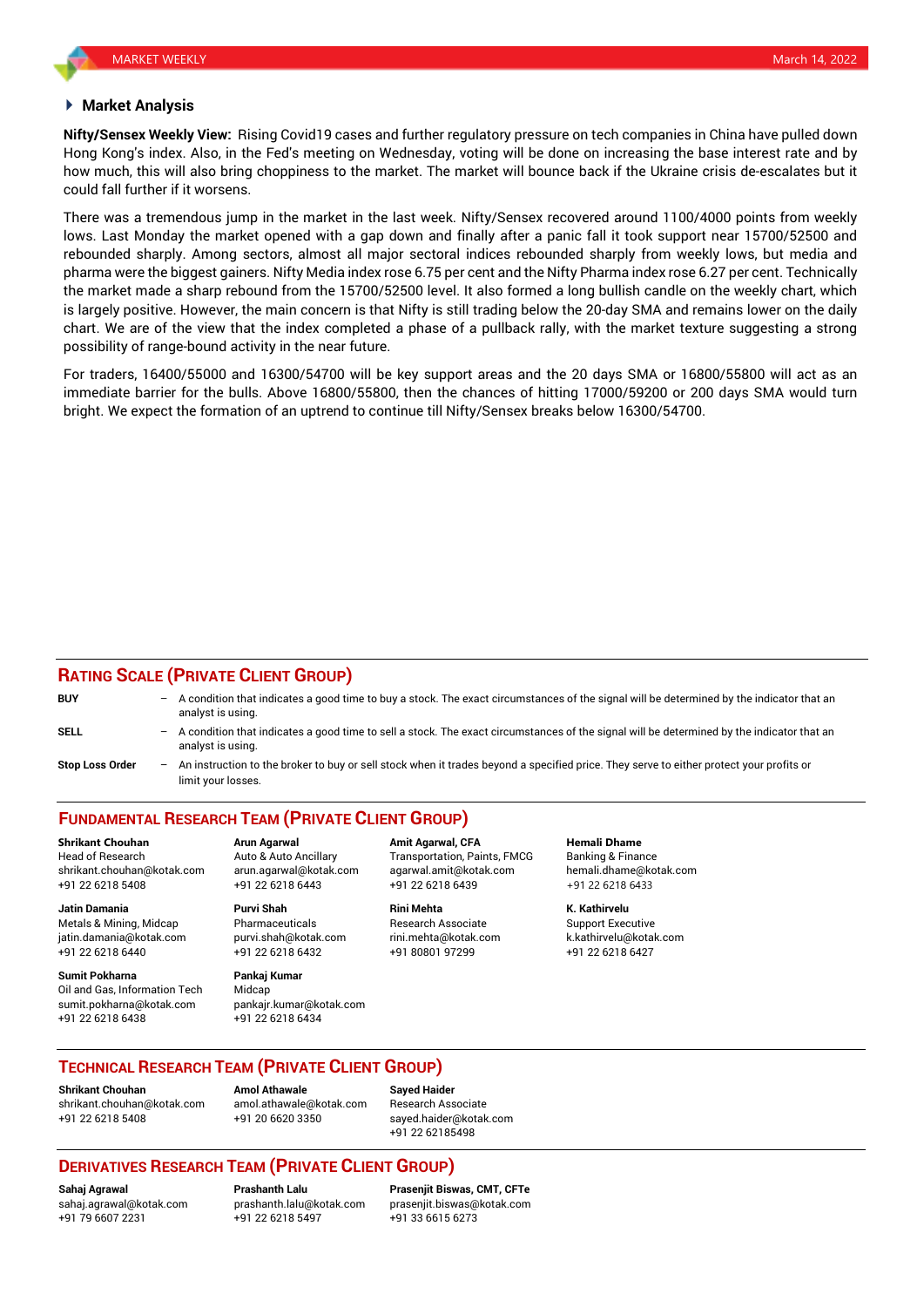## Market Analysis

**Nifty/Sensex Weekly View:** Rising Covid19 cases and further regulatory pressure on tech companies in China have pulled down Hong Kong's index. Also, in the Fed's meeting on Wednesday, voting will be done on increasing the base interest rate and by how much, this will also bring choppiness to the market. The market will bounce back if the Ukraine crisis de-escalates but it could fall further if it worsens.

There was a tremendous jump in the market in the last week. Nifty/Sensex recovered around 1100/4000 points from weekly lows. Last Monday the market opened with a gap down and finally after a panic fall it took support near 15700/52500 and rebounded sharply. Among sectors, almost all major sectoral indices rebounded sharply from weekly lows, but media and pharma were the biggest gainers. Nifty Media index rose 6.75 per cent and the Nifty Pharma index rose 6.27 per cent. Technically the market made a sharp rebound from the 15700/52500 level. It also formed a long bullish candle on the weekly chart, which is largely positive. However, the main concern is that Nifty is still trading below the 20-day SMA and remains lower on the daily chart. We are of the view that the index completed a phase of a pullback rally, with the market texture suggesting a strong possibility of range-bound activity in the near future.

For traders, 16400/55000 and 16300/54700 will be key support areas and the 20 days SMA or 16800/55800 will act as an immediate barrier for the bulls. Above 16800/55800, then the chances of hitting 17000/59200 or 200 days SMA would turn bright. We expect the formation of an uptrend to continue till Nifty/Sensex breaks below 16300/54700.

## RATING SCALE (PRIVATE CLIENT GROUP)

**BUY** – A condition that indicates a good time to buy a stock. The exact circumstances of the signal will be determined by the indicator that an analyst is using.

**SELL** – A condition that indicates a good time to sell a stock. The exact circumstances of the signal will be determined by the indicator that an analyst is using.

**Stop Loss Order** – An instruction to the broker to buy or sell stock when it trades beyond a specified price. They serve to either protect your profits or limit your losses.

## FUNDAMENTAL RESEARCH TEAM (PRIVATE CLIENT GROUP)

**Shrikant Chouhan**
Head of Research
shrikant.chouhan@kotak.com
+91 22 6218 5408

**Arun Agarwal**
Auto & Auto Ancillary
arun.agarwal@kotak.com
+91 22 6218 6443

**Amit Agarwal, CFA**
Transportation, Paints, FMCG
agarwal.amit@kotak.com
+91 22 6218 6439

**Hemali Dhame**
Banking & Finance
hemali.dhame@kotak.com
+91 22 6218 6433

**Jatin Damania**
Metals & Mining, Midcap
jatin.damania@kotak.com
+91 22 6218 6440

**Purvi Shah**
Pharmaceuticals
purvi.shah@kotak.com
+91 22 6218 6432

**Rini Mehta**
Research Associate
rini.mehta@kotak.com
+91 80801 97299

**K. Kathirvelu**
Support Executive
k.kathirvelu@kotak.com
+91 22 6218 6427

**Sumit Pokharna**
Oil and Gas, Information Tech
sumit.pokharna@kotak.com
+91 22 6218 6438

**Pankaj Kumar**
Midcap
pankajr.kumar@kotak.com
+91 22 6218 6434

## TECHNICAL RESEARCH TEAM (PRIVATE CLIENT GROUP)

**Shrikant Chouhan**
shrikant.chouhan@kotak.com
+91 22 6218 5408

**Amol Athawale**
amol.athawale@kotak.com
+91 20 6620 3350

**Sayed Haider**
Research Associate
sayed.haider@kotak.com
+91 22 62185498

## DERIVATIVES RESEARCH TEAM (PRIVATE CLIENT GROUP)

**Sahaj Agrawal**
sahaj.agrawal@kotak.com
+91 79 6607 2231

**Prashanth Lalu**
prashanth.lalu@kotak.com
+91 22 6218 5497

**Prasenjit Biswas, CMT, CFTe**
prasenjit.biswas@kotak.com
+91 33 6615 6273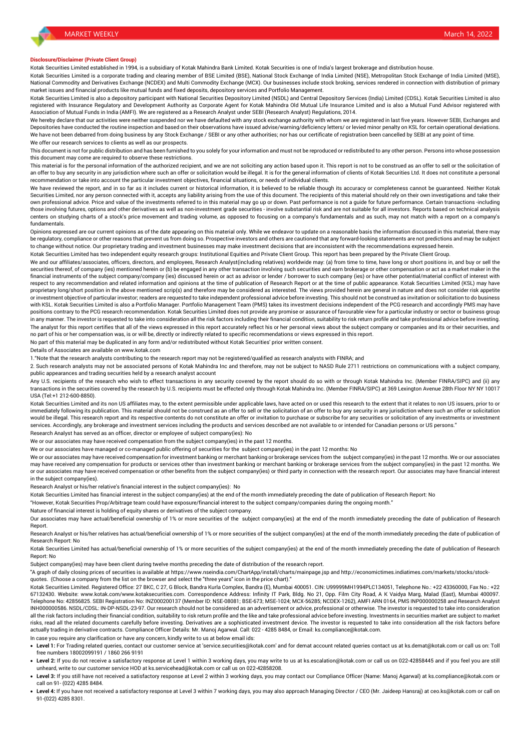**Disclosure/Disclaimer (Private Client Group)**

Kotak Securities Limited established in 1994, is a subsidiary of Kotak Mahindra Bank Limited. Kotak Securities is one of India's largest brokerage and distribution house.

Kotak Securities Limited is a corporate trading and clearing member of BSE Limited (BSE), National Stock Exchange of India Limited (NSE), Metropolitan Stock Exchange of India Limited (MSE), National Commodity and Derivatives Exchange (NCDEX) and Multi Commodity Exchange (MCX). Our businesses include stock broking, services rendered in connection with distribution of primary market issues and financial products like mutual funds and fixed deposits, depository services and Portfolio Management.

Kotak Securities Limited is also a depository participant with National Securities Depository Limited (NSDL) and Central Depository Services (India) Limited (CDSL). Kotak Securities Limited is also registered with Insurance Regulatory and Development Authority as Corporate Agent for Kotak Mahindra Old Mutual Life Insurance Limited and is also a Mutual Fund Advisor registered with Association of Mutual Funds in India (AMFI). We are registered as a Research Analyst under SEBI (Research Analyst) Regulations, 2014.

We hereby declare that our activities were neither suspended nor we have defaulted with any stock exchange authority with whom we are registered in last five years. However SEBI, Exchanges and Depositories have conducted the routine inspection and based on their observations have issued advise/warning/deficiency letters/ or levied minor penalty on KSL for certain operational deviations. We have not been debarred from doing business by any Stock Exchange / SEBI or any other authorities; nor has our certificate of registration been cancelled by SEBI at any point of time.

We offer our research services to clients as well as our prospects.

This document is not for public distribution and has been furnished to you solely for your information and must not be reproduced or redistributed to any other person. Persons into whose possession this document may come are required to observe these restrictions.

This material is for the personal information of the authorized recipient, and we are not soliciting any action based upon it. This report is not to be construed as an offer to sell or the solicitation of an offer to buy any security in any jurisdiction where such an offer or solicitation would be illegal. It is for the general information of clients of Kotak Securities Ltd. It does not constitute a personal recommendation or take into account the particular investment objectives, financial situations, or needs of individual clients.

We have reviewed the report, and in so far as it includes current or historical information, it is believed to be reliable though its accuracy or completeness cannot be guaranteed. Neither Kotak Securities Limited, nor any person connected with it, accepts any liability arising from the use of this document. The recipients of this material should rely on their own investigations and take their own professional advice. Price and value of the investments referred to in this material may go up or down. Past performance is not a guide for future performance. Certain transactions -including those involving futures, options and other derivatives as well as non-investment grade securities - involve substantial risk and are not suitable for all investors. Reports based on technical analysis centers on studying charts of a stock's price movement and trading volume, as opposed to focusing on a company's fundamentals and as such, may not match with a report on a company's fundamentals.

Opinions expressed are our current opinions as of the date appearing on this material only. While we endeavor to update on a reasonable basis the information discussed in this material, there may be regulatory, compliance or other reasons that prevent us from doing so. Prospective investors and others are cautioned that any forward-looking statements are not predictions and may be subject to change without notice. Our proprietary trading and investment businesses may make investment decisions that are inconsistent with the recommendations expressed herein.

Kotak Securities Limited has two independent equity research groups: Institutional Equities and Private Client Group. This report has been prepared by the Private Client Group.

We and our affiliates/associates, officers, directors, and employees, Research Analyst(including relatives) worldwide may: (a) from time to time, have long or short positions in, and buy or sell the securities thereof, of company (ies) mentioned herein or (b) be engaged in any other transaction involving such securities and earn brokerage or other compensation or act as a market maker in the financial instruments of the subject company/company (ies) discussed herein or act as advisor or lender / borrower to such company (ies) or have other potential/material conflict of interest with respect to any recommendation and related information and opinions at the time of publication of Research Report or at the time of public appearance. Kotak Securities Limited (KSL) may have proprietary long/short position in the above mentioned scrip(s) and therefore may be considered as interested. The views provided herein are general in nature and does not consider risk appetite or investment objective of particular investor; readers are requested to take independent professional advice before investing. This should not be construed as invitation or solicitation to do business with KSL. Kotak Securities Limited is also a Portfolio Manager. Portfolio Management Team (PMS) takes its investment decisions independent of the PCG research and accordingly PMS may have positions contrary to the PCG research recommendation. Kotak Securities Limited does not provide any promise or assurance of favourable view for a particular industry or sector or business group in any manner. The investor is requested to take into consideration all the risk factors including their financial condition, suitability to risk return profile and take professional advice before investing.

The analyst for this report certifies that all of the views expressed in this report accurately reflect his or her personal views about the subject company or companies and its or their securities, and no part of his or her compensation was, is or will be, directly or indirectly related to specific recommendations or views expressed in this report.

No part of this material may be duplicated in any form and/or redistributed without Kotak Securities' prior written consent.

Details of Associates are available on www.kotak.com

1."Note that the research analysts contributing to the research report may not be registered/qualified as research analysts with FINRA; and

2. Such research analysts may not be associated persons of Kotak Mahindra Inc and therefore, may not be subject to NASD Rule 2711 restrictions on communications with a subject company, public appearances and trading securities held by a research analyst account

Any U.S. recipients of the research who wish to effect transactions in any security covered by the report should do so with or through Kotak Mahindra Inc. (Member FINRA/SIPC) and (ii) any transactions in the securities covered by the research by U.S. recipients must be effected only through Kotak Mahindra Inc. (Member FINRA/SIPC) at 369 Lexington Avenue 28th Floor NY NY 10017 USA (Tel:+1 212-600-8850).

Kotak Securities Limited and its non US affiliates may, to the extent permissible under applicable laws, have acted on or used this research to the extent that it relates to non US issuers, prior to or immediately following its publication. This material should not be construed as an offer to sell or the solicitation of an offer to buy any security in any jurisdiction where such an offer or solicitation would be illegal. This research report and its respective contents do not constitute an offer or invitation to purchase or subscribe for any securities or solicitation of any investments or investment services. Accordingly, any brokerage and investment services including the products and services described are not available to or intended for Canadian persons or US persons."

Research Analyst has served as an officer, director or employee of subject company(ies): No

We or our associates may have received compensation from the subject company(ies) in the past 12 months.

We or our associates have managed or co-managed public offering of securities for the subject company(ies) in the past 12 months: No

We or our associates may have received compensation for investment banking or merchant banking or brokerage services from the subject company(ies) in the past 12 months. We or our associates may have received any compensation for products or services other than investment banking or merchant banking or brokerage services from the subject company(ies) in the past 12 months. We or our associates may have received compensation or other benefits from the subject company(ies) or third party in connection with the research report. Our associates may have financial interest in the subject company(ies).

Research Analyst or his/her relative's financial interest in the subject company(ies): No

Kotak Securities Limited has financial interest in the subject company(ies) at the end of the month immediately preceding the date of publication of Research Report: No

"However, Kotak Securities Prop/Arbitrage team could have exposure/financial interest to the subject company/companies during the ongoing month."

Nature of financial interest is holding of equity shares or derivatives of the subject company.

Our associates may have actual/beneficial ownership of 1% or more securities of the subject company(ies) at the end of the month immediately preceding the date of publication of Research Report.

Research Analyst or his/her relatives has actual/beneficial ownership of 1% or more securities of the subject company(ies) at the end of the month immediately preceding the date of publication of Research Report: No

Kotak Securities Limited has actual/beneficial ownership of 1% or more securities of the subject company(ies) at the end of the month immediately preceding the date of publication of Research Report: No

Subject company(ies) may have been client during twelve months preceding the date of distribution of the research report.

"A graph of daily closing prices of securities is available at https://www.nseindia.com/ChartApp/install/charts/mainpage.jsp and http://economictimes.indiatimes.com/markets/stocks/stock-quotes. (Choose a company from the list on the browser and select the "three years" icon in the price chart)."

Kotak Securities Limited. Registered Office: 27 BKC, C 27, G Block, Bandra Kurla Complex, Bandra (E), Mumbai 400051. CIN: U99999MH1994PLC134051, Telephone No.: +22 43360000, Fax No.: +22 67132430. Website: www.kotak.com/www.kotaksecurities.com. Correspondence Address: Infinity IT Park, Bldg. No 21, Opp. Film City Road, A K Vaidya Marg, Malad (East), Mumbai 400097. Telephone No: 42856825. SEBI Registration No: INZ000200137 (Member ID: NSE-08081; BSE-673; MSE-1024; MCX-56285; NCDEX-1262), AMFI ARN 0164, PMS INP000000258 and Research Analyst INH000000586. NSDL/CDSL: IN-DP-NSDL-23-97. Our research should not be considered as an advertisement or advice, professional or otherwise. The investor is requested to take into consideration all the risk factors including their financial condition, suitability to risk return profile and the like and take professional advice before investing. Investments in securities market are subject to market risks, read all the related documents carefully before investing. Derivatives are a sophisticated investment device. The investor is requested to take into consideration all the risk factors before actually trading in derivative contracts. Compliance Officer Details: Mr. Manoj Agarwal. Call: 022 - 4285 8484, or Email: ks.compliance@kotak.com.

In case you require any clarification or have any concern, kindly write to us at below email ids:

- **Level 1:** For Trading related queries, contact our customer service at 'service.securities@kotak.com' and for demat account related queries contact us at ks.demat@kotak.com or call us on: Toll free numbers 18002099191 / 1860 266 9191
- **Level 2:** If you do not receive a satisfactory response at Level 1 within 3 working days, you may write to us at ks.escalation@kotak.com or call us on 022-42858445 and if you feel you are still unheard, write to our customer service HOD at ks.servicehead@kotak.com or call us on 022-42858208.
- **Level 3:** If you still have not received a satisfactory response at Level 2 within 3 working days, you may contact our Compliance Officer (Name: Manoj Agarwal) at ks.compliance@kotak.com or call on 91- (022) 4285 8484.
- **Level 4:** If you have not received a satisfactory response at Level 3 within 7 working days, you may also approach Managing Director / CEO (Mr. Jaideep Hansraj) at ceo.ks@kotak.com or call on 91-(022) 4285 8301.